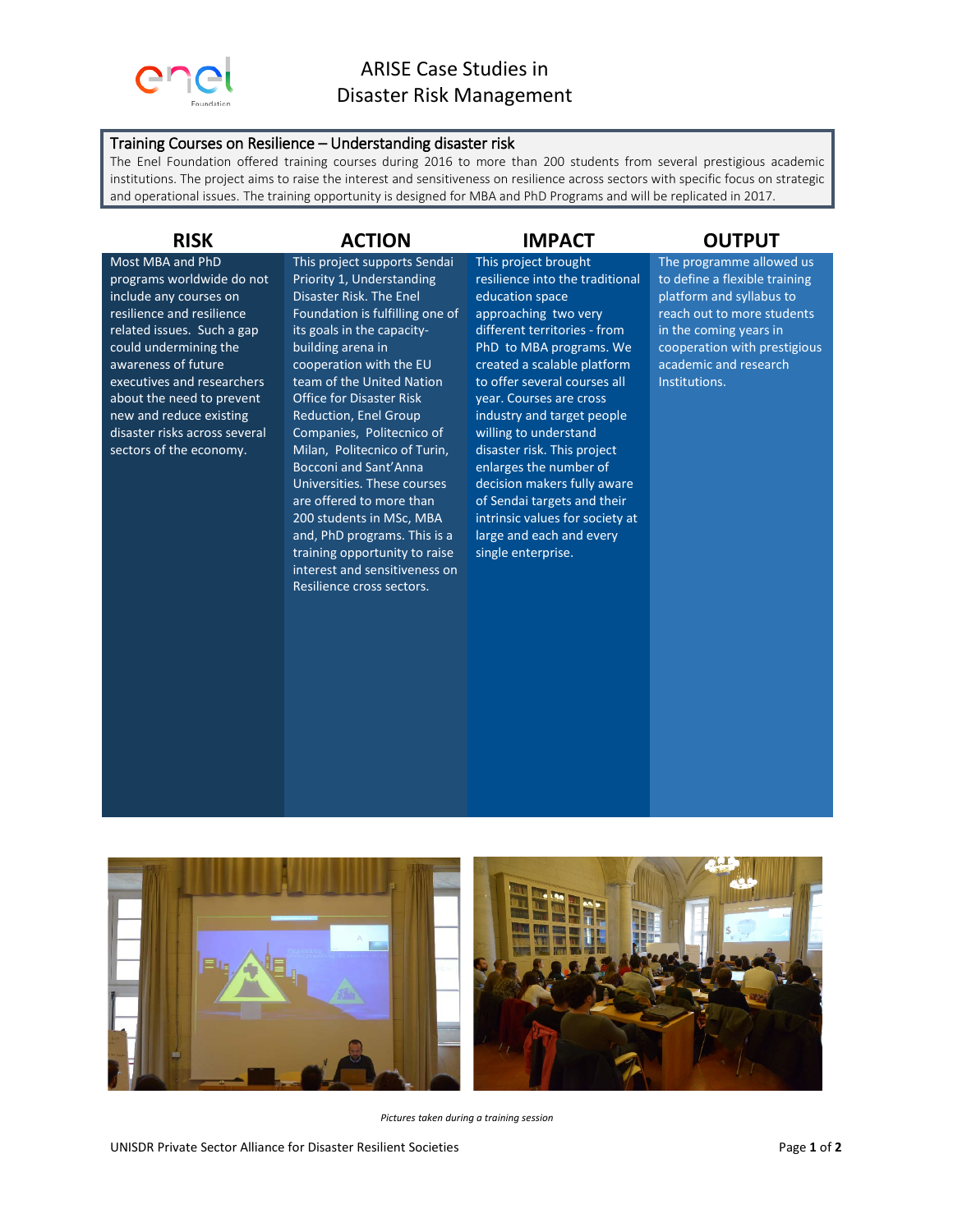# ARISE Case Studies in Disaster Risk Management

## Training Courses on Resilience – Understanding disaster risk

The Enel Foundation offered training courses during 2016 to more than 200 students from several prestigious academic institutions. The project aims to raise the interest and sensitiveness on resilience across sectors with specific focus on strategic and operational issues. The training opportunity is designed for MBA and PhD Programs and will be replicated in 2017.

### RISK

Most MBA and PhD programs worldwide do not include any courses on resilience and resilience related issues. Such a gap could undermining the awareness of future executives and researchers about the need to prevent new and reduce existing disaster risks across several sectors of the economy.

### ACTION

This project supports Sendai Priority 1, Understanding Disaster Risk. The Enel Foundation is fulfilling one of its goals in the capacity-building arena in cooperation with the EU team of the United Nation Office for Disaster Risk Reduction, Enel Group Companies, Politecnico of Milan, Politecnico of Turin, Bocconi and Sant'Anna Universities. These courses are offered to more than 200 students in MSc, MBA and, PhD programs. This is a training opportunity to raise interest and sensitiveness on Resilience cross sectors.

### IMPACT

This project brought resilience into the traditional education space approaching two very different territories - from PhD to MBA programs. We created a scalable platform to offer several courses all year. Courses are cross industry and target people willing to understand disaster risk. This project enlarges the number of decision makers fully aware of Sendai targets and their intrinsic values for society at large and each and every single enterprise.

### OUTPUT

The programme allowed us to define a flexible training platform and syllabus to reach out to more students in the coming years in cooperation with prestigious academic and research Institutions.

*Pictures taken during a training session*

UNISDR Private Sector Alliance for Disaster Resilient Societies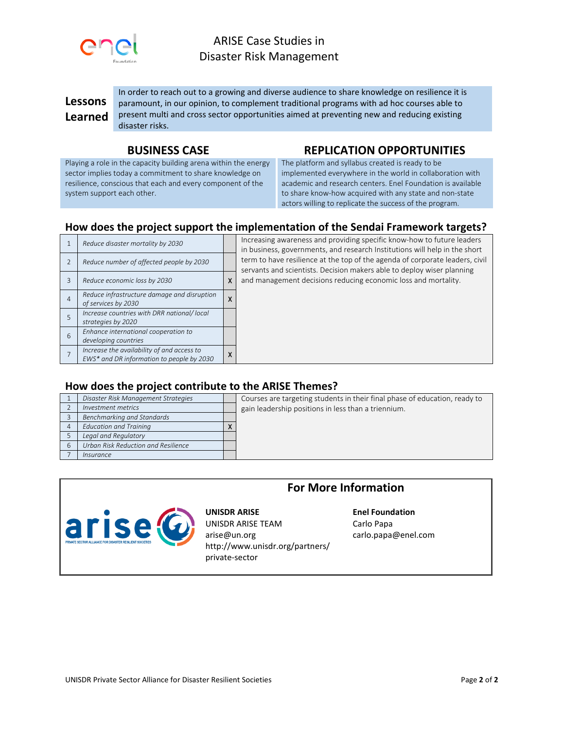# ARISE Case Studies in Disaster Risk Management

**Lessons Learned**

In order to reach out to a growing and diverse audience to share knowledge on resilience it is paramount, in our opinion, to complement traditional programs with ad hoc courses able to present multi and cross sector opportunities aimed at preventing new and reducing existing disaster risks.

## BUSINESS CASE

Playing a role in the capacity building arena within the energy sector implies today a commitment to share knowledge on resilience, conscious that each and every component of the system support each other.

## REPLICATION OPPORTUNITIES

The platform and syllabus created is ready to be implemented everywhere in the world in collaboration with academic and research centers. Enel Foundation is available to share know-how acquired with any state and non-state actors willing to replicate the success of the program.

## How does the project support the implementation of the Sendai Framework targets?

| | | |
|---|---|---|
| 1 | *Reduce disaster mortality by 2030* | |
| 2 | *Reduce number of affected people by 2030* | |
| 3 | *Reduce economic loss by 2030* | X |
| 4 | *Reduce infrastructure damage and disruption of services by 2030* | X |
| 5 | *Increase countries with DRR national/ local strategies by 2020* | |
| 6 | *Enhance international cooperation to developing countries* | |
| 7 | *Increase the availability of and access to EWS\* and DR information to people by 2030* | X |

Increasing awareness and providing specific know-how to future leaders in business, governments, and research Institutions will help in the short term to have resilience at the top of the agenda of corporate leaders, civil servants and scientists. Decision makers able to deploy wiser planning and management decisions reducing economic loss and mortality.

## How does the project contribute to the ARISE Themes?

| | | |
|---|---|---|
| 1 | *Disaster Risk Management Strategies* | |
| 2 | *Investment metrics* | |
| 3 | *Benchmarking and Standards* | |
| 4 | *Education and Training* | X |
| 5 | *Legal and Regulatory* | |
| 6 | *Urban Risk Reduction and Resilience* | |
| 7 | *Insurance* | |

Courses are targeting students in their final phase of education, ready to gain leadership positions in less than a triennium.

## For More Information

**UNISDR ARISE**
UNISDR ARISE TEAM
arise@un.org
http://www.unisdr.org/partners/private-sector

**Enel Foundation**
Carlo Papa
carlo.papa@enel.com